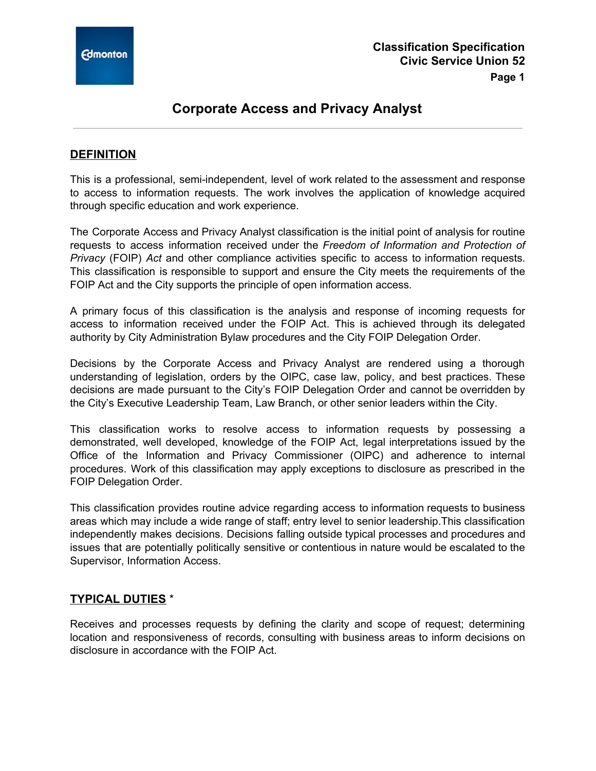# Corporate Access and Privacy Analyst

## DEFINITION

This is a professional, semi-independent, level of work related to the assessment and response to access to information requests. The work involves the application of knowledge acquired through specific education and work experience.

The Corporate Access and Privacy Analyst classification is the initial point of analysis for routine requests to access information received under the *Freedom of Information and Protection of Privacy* (FOIP) *Act* and other compliance activities specific to access to information requests. This classification is responsible to support and ensure the City meets the requirements of the FOIP Act and the City supports the principle of open information access.

A primary focus of this classification is the analysis and response of incoming requests for access to information received under the FOIP Act. This is achieved through its delegated authority by City Administration Bylaw procedures and the City FOIP Delegation Order.

Decisions by the Corporate Access and Privacy Analyst are rendered using a thorough understanding of legislation, orders by the OIPC, case law, policy, and best practices. These decisions are made pursuant to the City's FOIP Delegation Order and cannot be overridden by the City's Executive Leadership Team, Law Branch, or other senior leaders within the City.

This classification works to resolve access to information requests by possessing a demonstrated, well developed, knowledge of the FOIP Act, legal interpretations issued by the Office of the Information and Privacy Commissioner (OIPC) and adherence to internal procedures. Work of this classification may apply exceptions to disclosure as prescribed in the FOIP Delegation Order.

This classification provides routine advice regarding access to information requests to business areas which may include a wide range of staff; entry level to senior leadership.This classification independently makes decisions. Decisions falling outside typical processes and procedures and issues that are potentially politically sensitive or contentious in nature would be escalated to the Supervisor, Information Access.

## TYPICAL DUTIES *

Receives and processes requests by defining the clarity and scope of request; determining location and responsiveness of records, consulting with business areas to inform decisions on disclosure in accordance with the FOIP Act.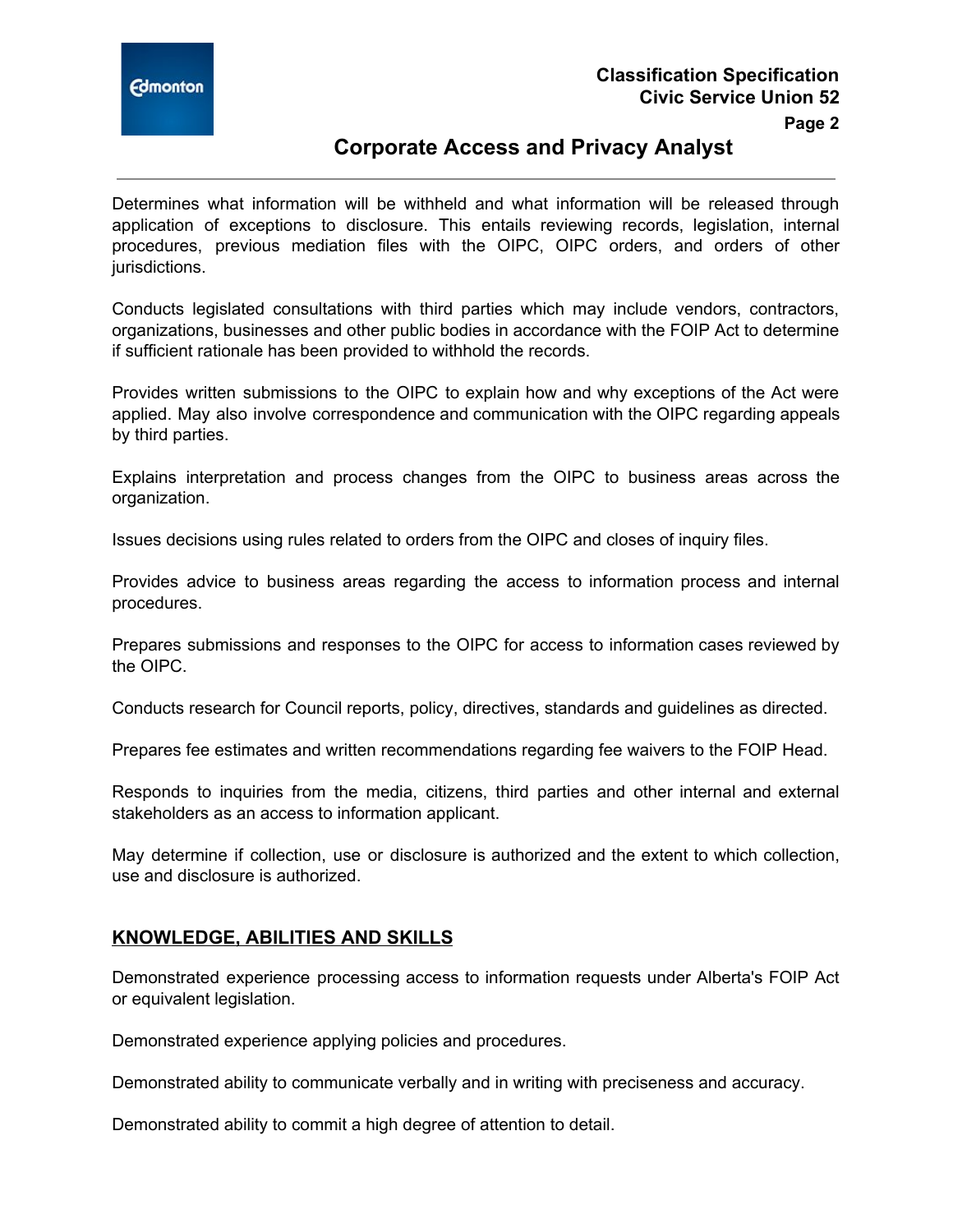Determines what information will be withheld and what information will be released through application of exceptions to disclosure. This entails reviewing records, legislation, internal procedures, previous mediation files with the OIPC, OIPC orders, and orders of other jurisdictions.

Conducts legislated consultations with third parties which may include vendors, contractors, organizations, businesses and other public bodies in accordance with the FOIP Act to determine if sufficient rationale has been provided to withhold the records.

Provides written submissions to the OIPC to explain how and why exceptions of the Act were applied. May also involve correspondence and communication with the OIPC regarding appeals by third parties.

Explains interpretation and process changes from the OIPC to business areas across the organization.

Issues decisions using rules related to orders from the OIPC and closes of inquiry files.

Provides advice to business areas regarding the access to information process and internal procedures.

Prepares submissions and responses to the OIPC for access to information cases reviewed by the OIPC.

Conducts research for Council reports, policy, directives, standards and guidelines as directed.

Prepares fee estimates and written recommendations regarding fee waivers to the FOIP Head.

Responds to inquiries from the media, citizens, third parties and other internal and external stakeholders as an access to information applicant.

May determine if collection, use or disclosure is authorized and the extent to which collection, use and disclosure is authorized.

## KNOWLEDGE, ABILITIES AND SKILLS

Demonstrated experience processing access to information requests under Alberta's FOIP Act or equivalent legislation.

Demonstrated experience applying policies and procedures.

Demonstrated ability to communicate verbally and in writing with preciseness and accuracy.

Demonstrated ability to commit a high degree of attention to detail.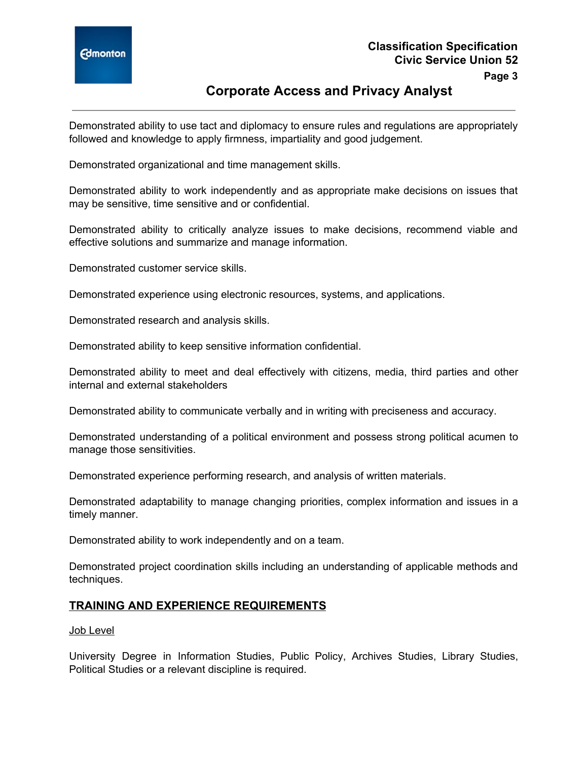Demonstrated ability to use tact and diplomacy to ensure rules and regulations are appropriately followed and knowledge to apply firmness, impartiality and good judgement.

Demonstrated organizational and time management skills.

Demonstrated ability to work independently and as appropriate make decisions on issues that may be sensitive, time sensitive and or confidential.

Demonstrated ability to critically analyze issues to make decisions, recommend viable and effective solutions and summarize and manage information.

Demonstrated customer service skills.

Demonstrated experience using electronic resources, systems, and applications.

Demonstrated research and analysis skills.

Demonstrated ability to keep sensitive information confidential.

Demonstrated ability to meet and deal effectively with citizens, media, third parties and other internal and external stakeholders

Demonstrated ability to communicate verbally and in writing with preciseness and accuracy.

Demonstrated understanding of a political environment and possess strong political acumen to manage those sensitivities.

Demonstrated experience performing research, and analysis of written materials.

Demonstrated adaptability to manage changing priorities, complex information and issues in a timely manner.

Demonstrated ability to work independently and on a team.

Demonstrated project coordination skills including an understanding of applicable methods and techniques.

## TRAINING AND EXPERIENCE REQUIREMENTS

### Job Level

University Degree in Information Studies, Public Policy, Archives Studies, Library Studies, Political Studies or a relevant discipline is required.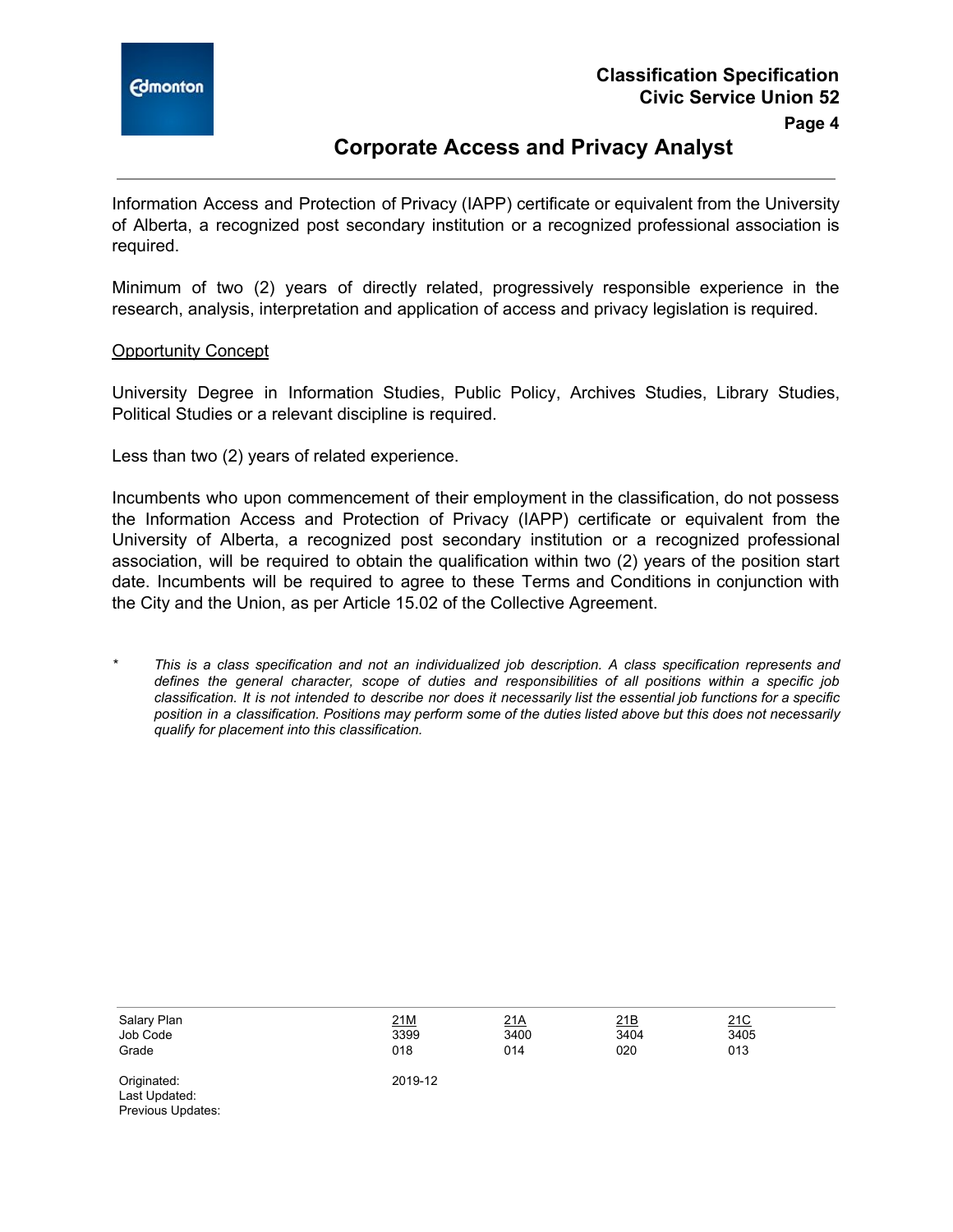Information Access and Protection of Privacy (IAPP) certificate or equivalent from the University of Alberta, a recognized post secondary institution or a recognized professional association is required.

Minimum of two (2) years of directly related, progressively responsible experience in the research, analysis, interpretation and application of access and privacy legislation is required.

Opportunity Concept

University Degree in Information Studies, Public Policy, Archives Studies, Library Studies, Political Studies or a relevant discipline is required.

Less than two (2) years of related experience.

Incumbents who upon commencement of their employment in the classification, do not possess the Information Access and Protection of Privacy (IAPP) certificate or equivalent from the University of Alberta, a recognized post secondary institution or a recognized professional association, will be required to obtain the qualification within two (2) years of the position start date. Incumbents will be required to agree to these Terms and Conditions in conjunction with the City and the Union, as per Article 15.02 of the Collective Agreement.

\* *This is a class specification and not an individualized job description. A class specification represents and defines the general character, scope of duties and responsibilities of all positions within a specific job classification. It is not intended to describe nor does it necessarily list the essential job functions for a specific position in a classification. Positions may perform some of the duties listed above but this does not necessarily qualify for placement into this classification.*

| | | | | |
|---|---|---|---|---|
| Salary Plan | 21M | 21A | 21B | 21C |
| Job Code | 3399 | 3400 | 3404 | 3405 |
| Grade | 018 | 014 | 020 | 013 |

Originated: 2019-12
Last Updated:
Previous Updates: